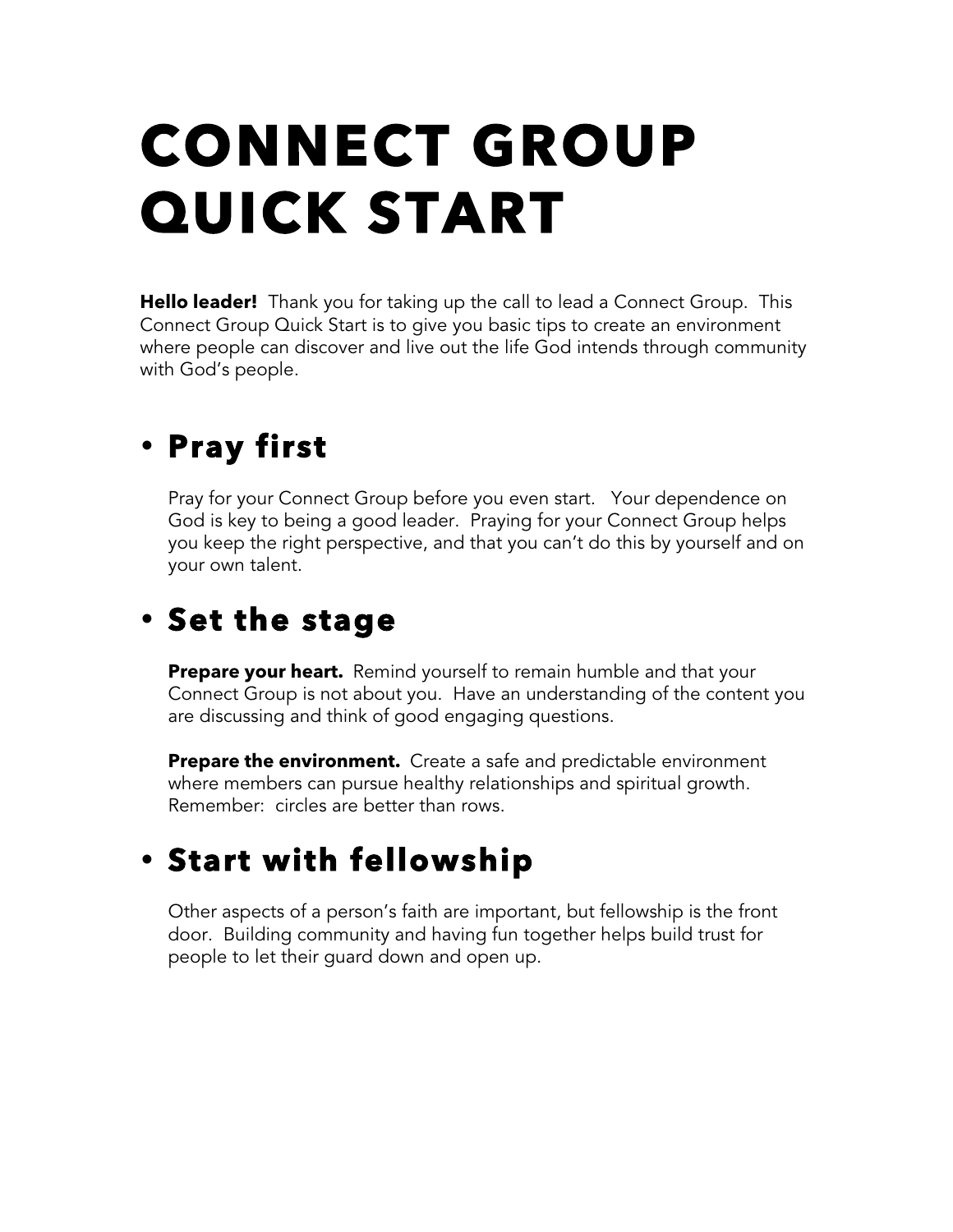# CONNECT GROUP QUICK START

**Hello leader!** Thank you for taking up the call to lead a Connect Group. This Connect Group Quick Start is to give you basic tips to create an environment where people can discover and live out the life God intends through community with God's people.

## • Pray first

Pray for your Connect Group before you even start. Your dependence on God is key to being a good leader. Praying for your Connect Group helps you keep the right perspective, and that you can't do this by yourself and on your own talent.

## • Set the stage

**Prepare your heart.** Remind yourself to remain humble and that your Connect Group is not about you. Have an understanding of the content you are discussing and think of good engaging questions.

**Prepare the environment.** Create a safe and predictable environment where members can pursue healthy relationships and spiritual growth. Remember: circles are better than rows.

## • Start with fellowship

Other aspects of a person's faith are important, but fellowship is the front door. Building community and having fun together helps build trust for people to let their guard down and open up.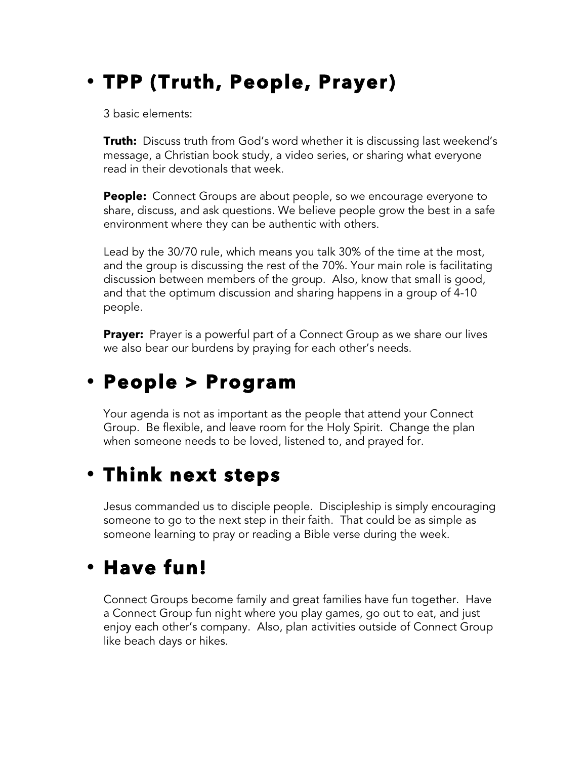- ## TPP (Truth, People, Prayer)

  3 basic elements:

  **Truth:** Discuss truth from God's word whether it is discussing last weekend's message, a Christian book study, a video series, or sharing what everyone read in their devotionals that week.

  **People:** Connect Groups are about people, so we encourage everyone to share, discuss, and ask questions. We believe people grow the best in a safe environment where they can be authentic with others.

  Lead by the 30/70 rule, which means you talk 30% of the time at the most, and the group is discussing the rest of the 70%. Your main role is facilitating discussion between members of the group. Also, know that small is good, and that the optimum discussion and sharing happens in a group of 4-10 people.

  **Prayer:** Prayer is a powerful part of a Connect Group as we share our lives we also bear our burdens by praying for each other's needs.

- ## People > Program

  Your agenda is not as important as the people that attend your Connect Group. Be flexible, and leave room for the Holy Spirit. Change the plan when someone needs to be loved, listened to, and prayed for.

- ## Think next steps

  Jesus commanded us to disciple people. Discipleship is simply encouraging someone to go to the next step in their faith. That could be as simple as someone learning to pray or reading a Bible verse during the week.

- ## Have fun!

  Connect Groups become family and great families have fun together. Have a Connect Group fun night where you play games, go out to eat, and just enjoy each other's company. Also, plan activities outside of Connect Group like beach days or hikes.